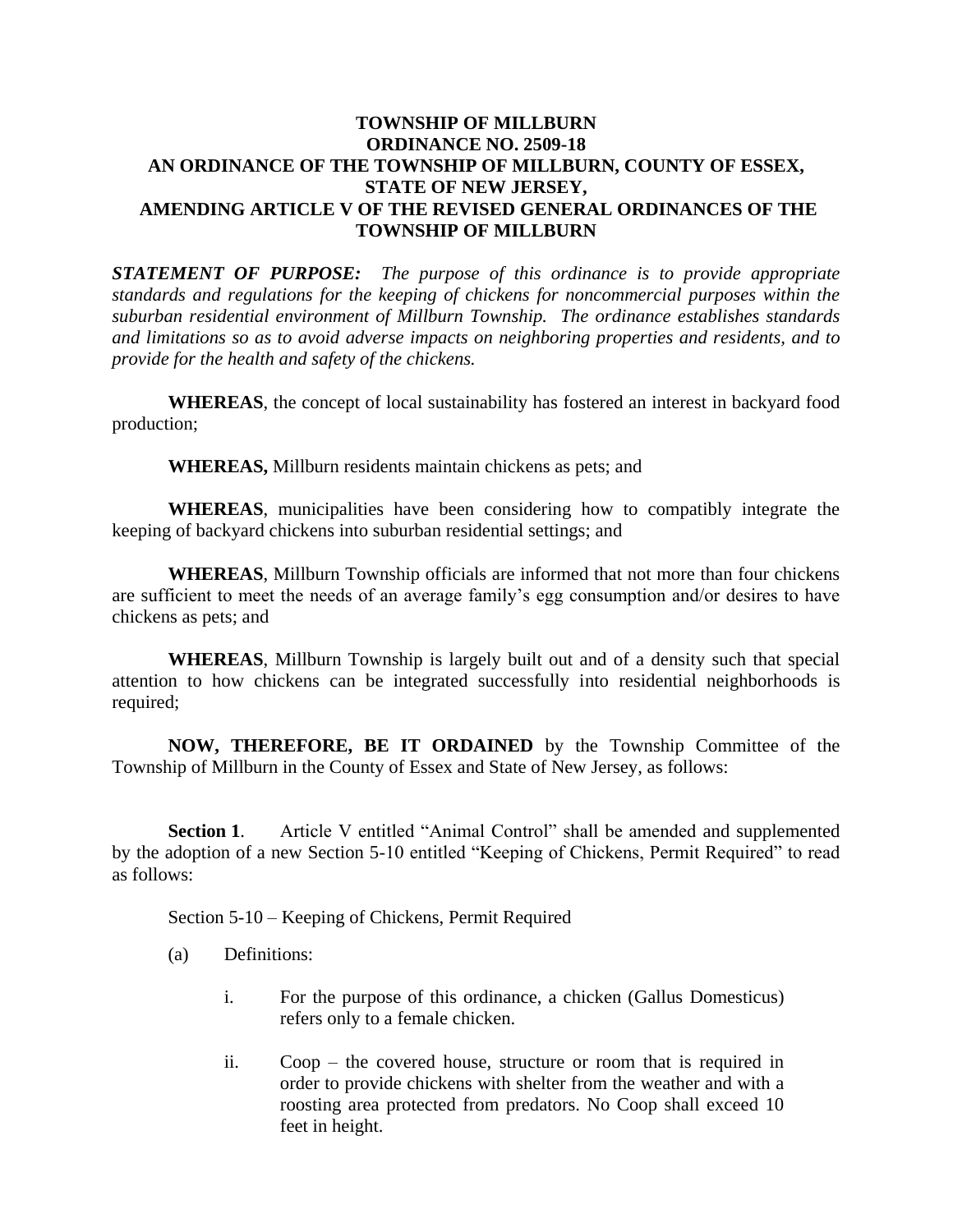# TOWNSHIP OF MILLBURN
# ORDINANCE NO. 2509-18
# AN ORDINANCE OF THE TOWNSHIP OF MILLBURN, COUNTY OF ESSEX, STATE OF NEW JERSEY, AMENDING ARTICLE V OF THE REVISED GENERAL ORDINANCES OF THE TOWNSHIP OF MILLBURN

***STATEMENT OF PURPOSE:*** *The purpose of this ordinance is to provide appropriate standards and regulations for the keeping of chickens for noncommercial purposes within the suburban residential environment of Millburn Township. The ordinance establishes standards and limitations so as to avoid adverse impacts on neighboring properties and residents, and to provide for the health and safety of the chickens.*

**WHEREAS**, the concept of local sustainability has fostered an interest in backyard food production;

**WHEREAS,** Millburn residents maintain chickens as pets; and

**WHEREAS**, municipalities have been considering how to compatibly integrate the keeping of backyard chickens into suburban residential settings; and

**WHEREAS**, Millburn Township officials are informed that not more than four chickens are sufficient to meet the needs of an average family's egg consumption and/or desires to have chickens as pets; and

**WHEREAS**, Millburn Township is largely built out and of a density such that special attention to how chickens can be integrated successfully into residential neighborhoods is required;

**NOW, THEREFORE, BE IT ORDAINED** by the Township Committee of the Township of Millburn in the County of Essex and State of New Jersey, as follows:

**Section 1**. Article V entitled "Animal Control" shall be amended and supplemented by the adoption of a new Section 5-10 entitled "Keeping of Chickens, Permit Required" to read as follows:

Section 5-10 – Keeping of Chickens, Permit Required

(a) Definitions:

i. For the purpose of this ordinance, a chicken (Gallus Domesticus) refers only to a female chicken.

ii. Coop – the covered house, structure or room that is required in order to provide chickens with shelter from the weather and with a roosting area protected from predators. No Coop shall exceed 10 feet in height.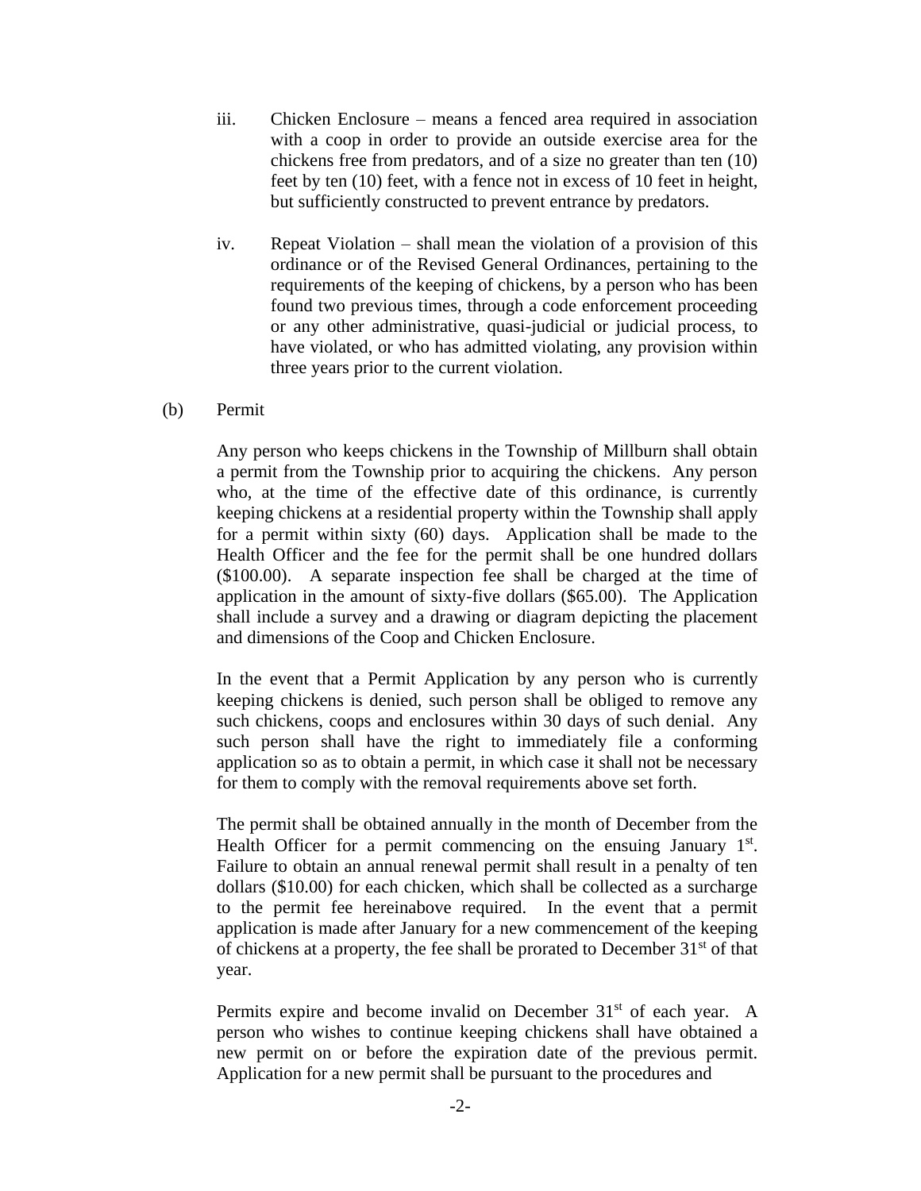iii. Chicken Enclosure – means a fenced area required in association with a coop in order to provide an outside exercise area for the chickens free from predators, and of a size no greater than ten (10) feet by ten (10) feet, with a fence not in excess of 10 feet in height, but sufficiently constructed to prevent entrance by predators.

iv. Repeat Violation – shall mean the violation of a provision of this ordinance or of the Revised General Ordinances, pertaining to the requirements of the keeping of chickens, by a person who has been found two previous times, through a code enforcement proceeding or any other administrative, quasi-judicial or judicial process, to have violated, or who has admitted violating, any provision within three years prior to the current violation.

(b) Permit

Any person who keeps chickens in the Township of Millburn shall obtain a permit from the Township prior to acquiring the chickens. Any person who, at the time of the effective date of this ordinance, is currently keeping chickens at a residential property within the Township shall apply for a permit within sixty (60) days. Application shall be made to the Health Officer and the fee for the permit shall be one hundred dollars ($100.00). A separate inspection fee shall be charged at the time of application in the amount of sixty-five dollars ($65.00). The Application shall include a survey and a drawing or diagram depicting the placement and dimensions of the Coop and Chicken Enclosure.

In the event that a Permit Application by any person who is currently keeping chickens is denied, such person shall be obliged to remove any such chickens, coops and enclosures within 30 days of such denial. Any such person shall have the right to immediately file a conforming application so as to obtain a permit, in which case it shall not be necessary for them to comply with the removal requirements above set forth.

The permit shall be obtained annually in the month of December from the Health Officer for a permit commencing on the ensuing January 1st. Failure to obtain an annual renewal permit shall result in a penalty of ten dollars ($10.00) for each chicken, which shall be collected as a surcharge to the permit fee hereinabove required. In the event that a permit application is made after January for a new commencement of the keeping of chickens at a property, the fee shall be prorated to December 31st of that year.

Permits expire and become invalid on December 31st of each year. A person who wishes to continue keeping chickens shall have obtained a new permit on or before the expiration date of the previous permit. Application for a new permit shall be pursuant to the procedures and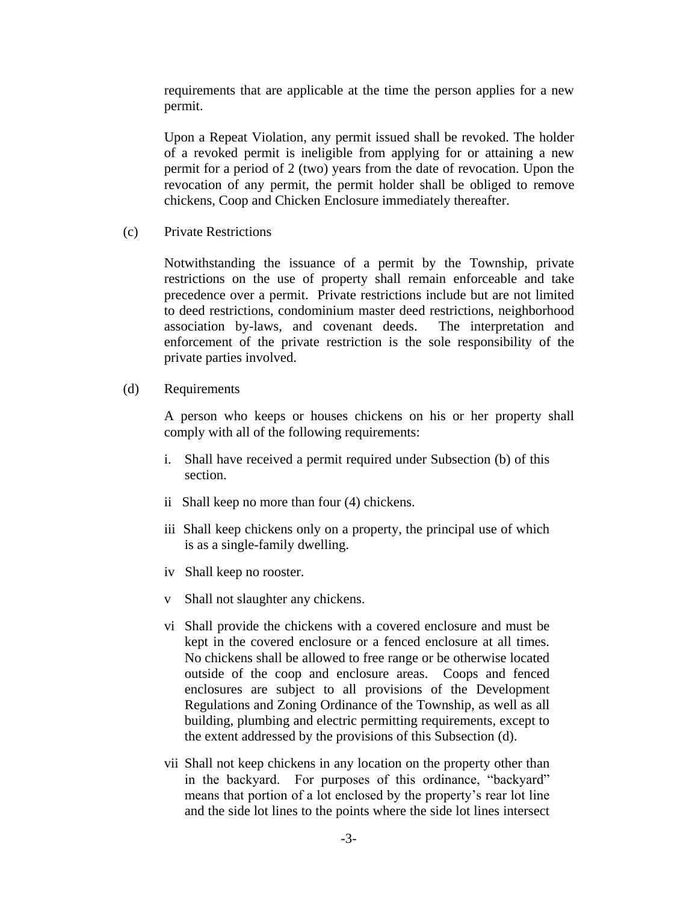requirements that are applicable at the time the person applies for a new permit.

Upon a Repeat Violation, any permit issued shall be revoked. The holder of a revoked permit is ineligible from applying for or attaining a new permit for a period of 2 (two) years from the date of revocation. Upon the revocation of any permit, the permit holder shall be obliged to remove chickens, Coop and Chicken Enclosure immediately thereafter.

(c) Private Restrictions

Notwithstanding the issuance of a permit by the Township, private restrictions on the use of property shall remain enforceable and take precedence over a permit. Private restrictions include but are not limited to deed restrictions, condominium master deed restrictions, neighborhood association by-laws, and covenant deeds. The interpretation and enforcement of the private restriction is the sole responsibility of the private parties involved.

(d) Requirements

A person who keeps or houses chickens on his or her property shall comply with all of the following requirements:

i. Shall have received a permit required under Subsection (b) of this section.

ii Shall keep no more than four (4) chickens.

iii Shall keep chickens only on a property, the principal use of which is as a single-family dwelling.

iv Shall keep no rooster.

v Shall not slaughter any chickens.

vi Shall provide the chickens with a covered enclosure and must be kept in the covered enclosure or a fenced enclosure at all times. No chickens shall be allowed to free range or be otherwise located outside of the coop and enclosure areas. Coops and fenced enclosures are subject to all provisions of the Development Regulations and Zoning Ordinance of the Township, as well as all building, plumbing and electric permitting requirements, except to the extent addressed by the provisions of this Subsection (d).

vii Shall not keep chickens in any location on the property other than in the backyard. For purposes of this ordinance, "backyard" means that portion of a lot enclosed by the property's rear lot line and the side lot lines to the points where the side lot lines intersect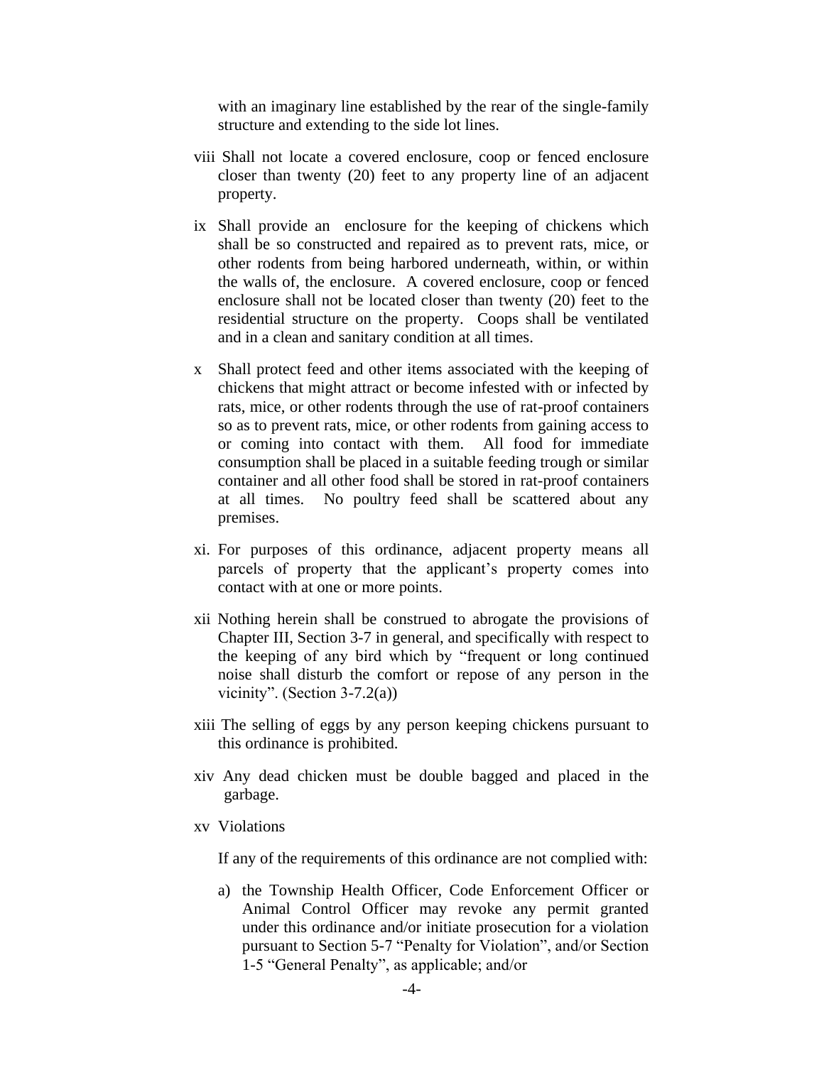with an imaginary line established by the rear of the single-family structure and extending to the side lot lines.

viii Shall not locate a covered enclosure, coop or fenced enclosure closer than twenty (20) feet to any property line of an adjacent property.

ix Shall provide an enclosure for the keeping of chickens which shall be so constructed and repaired as to prevent rats, mice, or other rodents from being harbored underneath, within, or within the walls of, the enclosure. A covered enclosure, coop or fenced enclosure shall not be located closer than twenty (20) feet to the residential structure on the property. Coops shall be ventilated and in a clean and sanitary condition at all times.

x Shall protect feed and other items associated with the keeping of chickens that might attract or become infested with or infected by rats, mice, or other rodents through the use of rat-proof containers so as to prevent rats, mice, or other rodents from gaining access to or coming into contact with them. All food for immediate consumption shall be placed in a suitable feeding trough or similar container and all other food shall be stored in rat-proof containers at all times. No poultry feed shall be scattered about any premises.

xi. For purposes of this ordinance, adjacent property means all parcels of property that the applicant's property comes into contact with at one or more points.

xii Nothing herein shall be construed to abrogate the provisions of Chapter III, Section 3-7 in general, and specifically with respect to the keeping of any bird which by "frequent or long continued noise shall disturb the comfort or repose of any person in the vicinity". (Section 3-7.2(a))

xiii The selling of eggs by any person keeping chickens pursuant to this ordinance is prohibited.

xiv Any dead chicken must be double bagged and placed in the garbage.

xv Violations

If any of the requirements of this ordinance are not complied with:

a) the Township Health Officer, Code Enforcement Officer or Animal Control Officer may revoke any permit granted under this ordinance and/or initiate prosecution for a violation pursuant to Section 5-7 "Penalty for Violation", and/or Section 1-5 "General Penalty", as applicable; and/or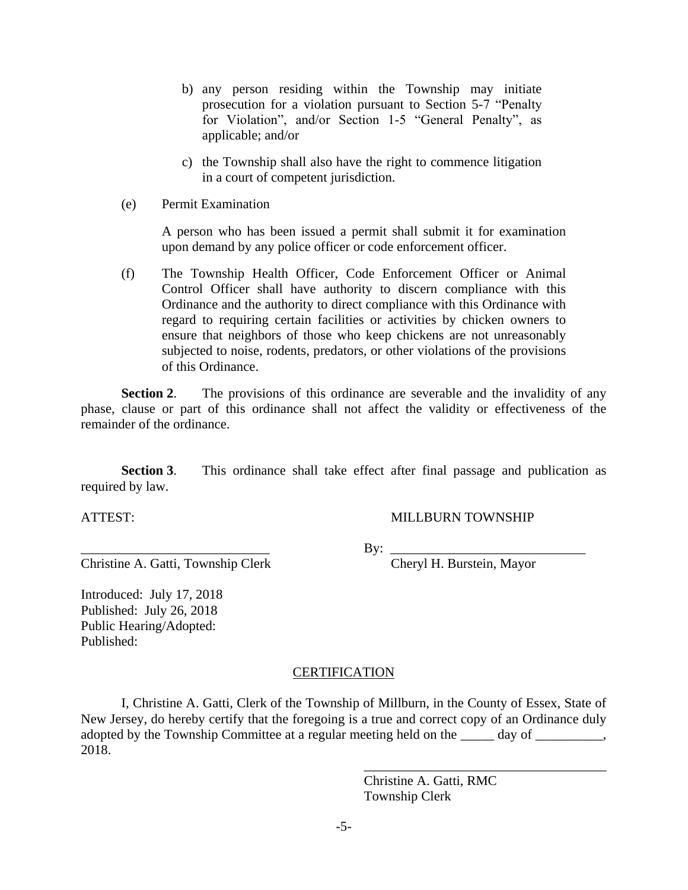b) any person residing within the Township may initiate prosecution for a violation pursuant to Section 5-7 "Penalty for Violation", and/or Section 1-5 "General Penalty", as applicable; and/or

c) the Township shall also have the right to commence litigation in a court of competent jurisdiction.

(e) Permit Examination

A person who has been issued a permit shall submit it for examination upon demand by any police officer or code enforcement officer.

(f) The Township Health Officer, Code Enforcement Officer or Animal Control Officer shall have authority to discern compliance with this Ordinance and the authority to direct compliance with this Ordinance with regard to requiring certain facilities or activities by chicken owners to ensure that neighbors of those who keep chickens are not unreasonably subjected to noise, rodents, predators, or other violations of the provisions of this Ordinance.

**Section 2**. The provisions of this ordinance are severable and the invalidity of any phase, clause or part of this ordinance shall not affect the validity or effectiveness of the remainder of the ordinance.

**Section 3**. This ordinance shall take effect after final passage and publication as required by law.

ATTEST: MILLBURN TOWNSHIP

____________________________ By: ____________________________

Christine A. Gatti, Township Clerk Cheryl H. Burstein, Mayor

Introduced: July 17, 2018
Published: July 26, 2018
Public Hearing/Adopted:
Published:

CERTIFICATION

I, Christine A. Gatti, Clerk of the Township of Millburn, in the County of Essex, State of New Jersey, do hereby certify that the foregoing is a true and correct copy of an Ordinance duly adopted by the Township Committee at a regular meeting held on the _____ day of __________, 2018.

____________________________________
Christine A. Gatti, RMC
Township Clerk